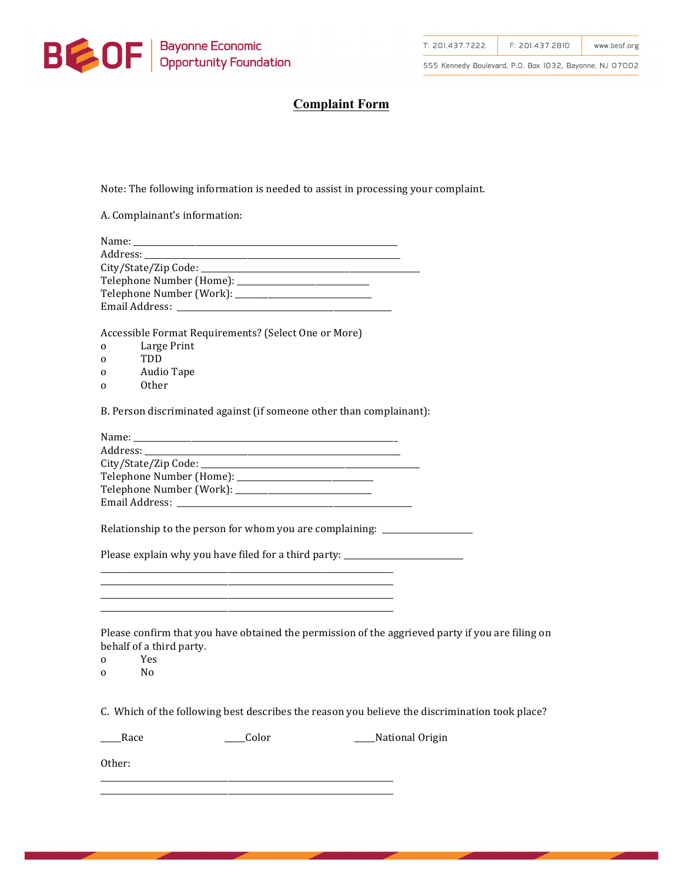BEOF | Bayonne Economic Opportunity Foundation

T: 201.437.7222 | F: 201.437.2810 | www.beof.org

555 Kennedy Boulevard, P.O. Box 1032, Bayonne, NJ 07002

# Complaint Form

Note: The following information is needed to assist in processing your complaint.

A. Complainant's information:

Name: ______________________________________________

Address: ______________________________________________

City/State/Zip Code: ______________________________________________

Telephone Number (Home): ____________________________

Telephone Number (Work): ____________________________

Email Address: ______________________________________________

Accessible Format Requirements? (Select One or More)

- o Large Print
- o TDD
- o Audio Tape
- o Other

B. Person discriminated against (if someone other than complainant):

Name: ______________________________________________

Address: ______________________________________________

City/State/Zip Code: ______________________________________________

Telephone Number (Home): ____________________________

Telephone Number (Work): ____________________________

Email Address: ______________________________________________

Relationship to the person for whom you are complaining: ____________________

Please explain why you have filed for a third party: __________________________

______________________________________________________________

______________________________________________________________

______________________________________________________________

______________________________________________________________

Please confirm that you have obtained the permission of the aggrieved party if you are filing on behalf of a third party.

- o Yes
- o No

C. Which of the following best describes the reason you believe the discrimination took place?

____Race ____Color ____National Origin

Other:

______________________________________________________________

______________________________________________________________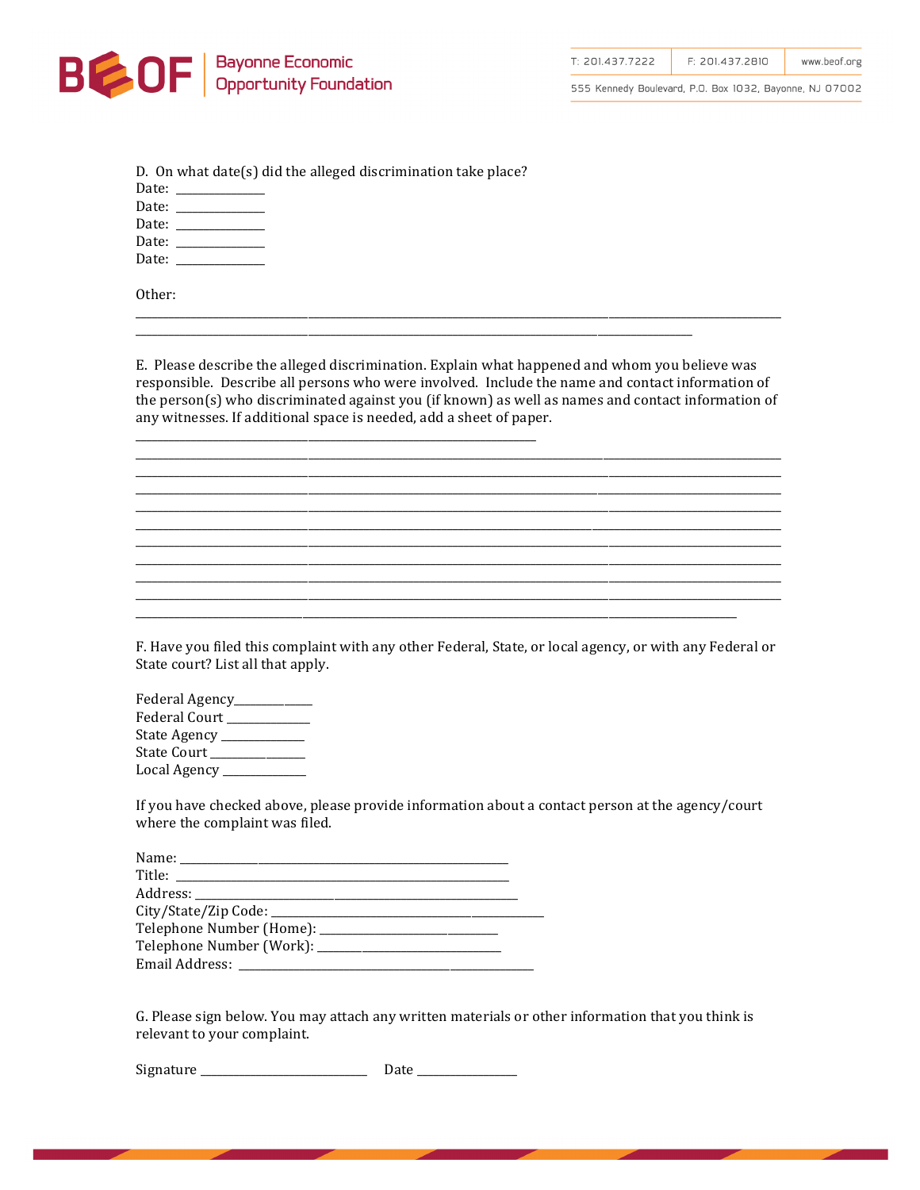D. On what date(s) did the alleged discrimination take place?

Date: ______________

Date: ______________

Date: ______________

Date: ______________

Date: ______________

Other:

______________________________________________________________________________________________

______________________________________________________________________________

E. Please describe the alleged discrimination. Explain what happened and whom you believe was responsible. Describe all persons who were involved. Include the name and contact information of the person(s) who discriminated against you (if known) as well as names and contact information of any witnesses. If additional space is needed, add a sheet of paper.

_________________________________________________________

______________________________________________________________________________________________

______________________________________________________________________________________________

______________________________________________________________________________________________

______________________________________________________________________________________________

______________________________________________________________________________________________

______________________________________________________________________________________________

______________________________________________________________________________________________

______________________________________________________________________________________________

______________________________________________________________________________________________

_____________________________________________________________________________________

F. Have you filed this complaint with any other Federal, State, or local agency, or with any Federal or State court? List all that apply.

Federal Agency_____________

Federal Court _____________

State Agency _____________

State Court _______________

Local Agency _____________

If you have checked above, please provide information about a contact person at the agency/court where the complaint was filed.

Name: _______________________________________________________

Title: ________________________________________________________

Address: _____________________________________________________

City/State/Zip Code: ______________________________________________

Telephone Number (Home): _____________________________

Telephone Number (Work): ______________________________

Email Address: __________________________________________________

G. Please sign below. You may attach any written materials or other information that you think is relevant to your complaint.

Signature ___________________________ Date ________________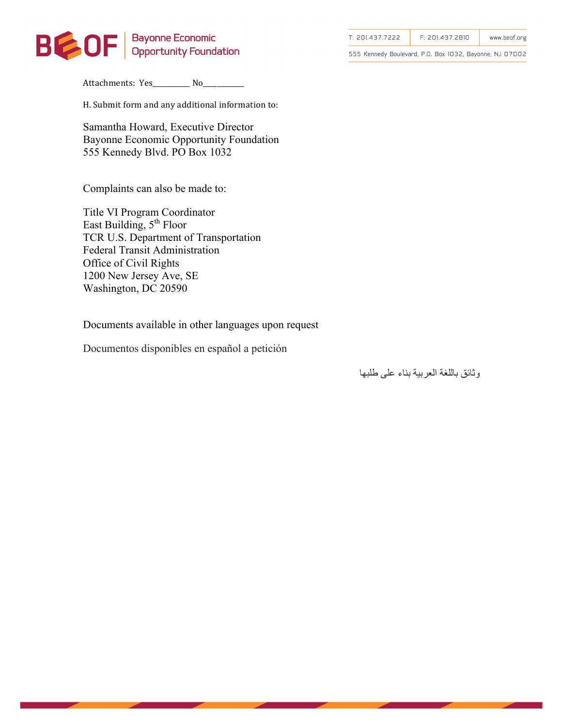Attachments: Yes_________ No___________

H. Submit form and any additional information to:

Samantha Howard, Executive Director
Bayonne Economic Opportunity Foundation
555 Kennedy Blvd. PO Box 1032

Complaints can also be made to:

Title VI Program Coordinator
East Building, 5th Floor
TCR U.S. Department of Transportation
Federal Transit Administration
Office of Civil Rights
1200 New Jersey Ave, SE
Washington, DC 20590

Documents available in other languages upon request

Documentos disponibles en español a petición

وثائق باللغة العربية بناء على طلبها